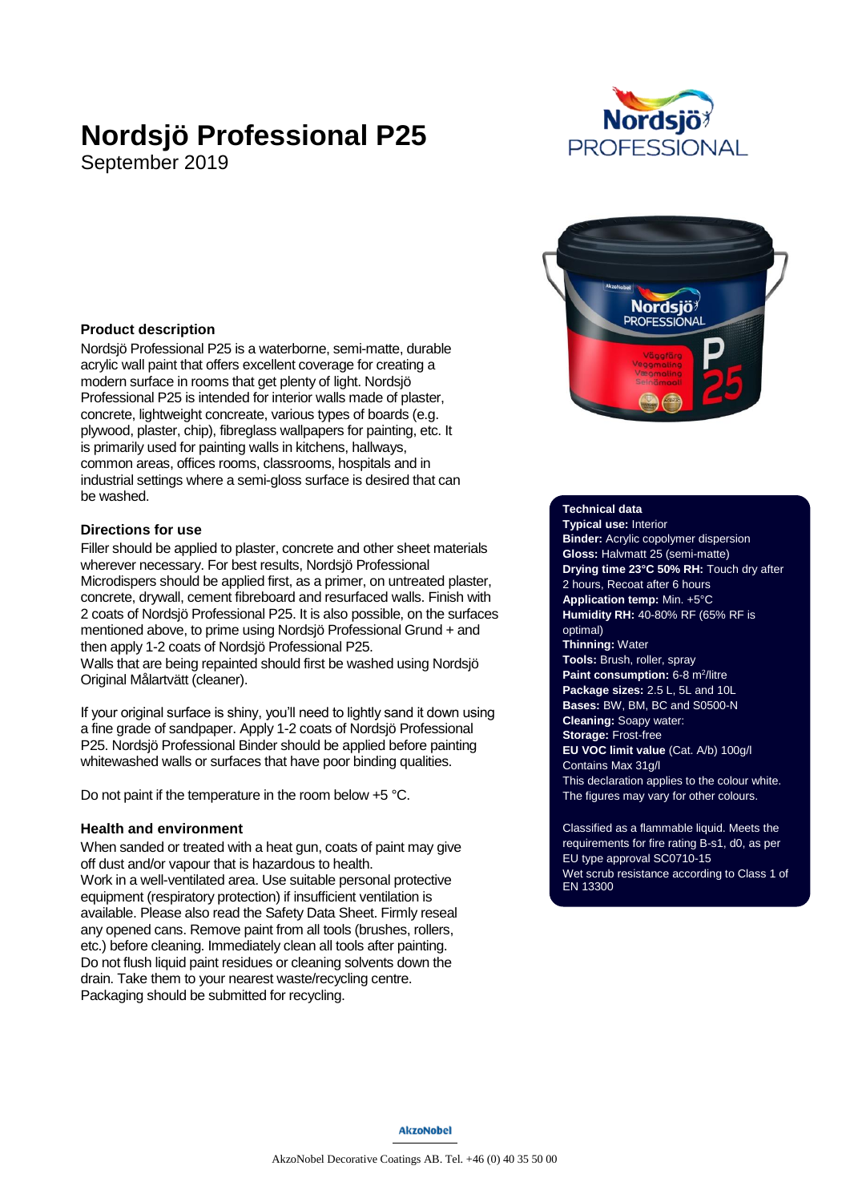# Nordsjö Professional P25

September 2019

## Product description

Nordsjö Professional P25 is a waterborne, semi-matte, durable acrylic wall paint that offers excellent coverage for creating a modern surface in rooms that get plenty of light. Nordsjö Professional P25 is intended for interior walls made of plaster, concrete, lightweight concreate, various types of boards (e.g. plywood, plaster, chip), fibreglass wallpapers for painting, etc. It is primarily used for painting walls in kitchens, hallways, common areas, offices rooms, classrooms, hospitals and in industrial settings where a semi-gloss surface is desired that can be washed.

## Directions for use

Filler should be applied to plaster, concrete and other sheet materials wherever necessary. For best results, Nordsjö Professional Microdispers should be applied first, as a primer, on untreated plaster, concrete, drywall, cement fibreboard and resurfaced walls. Finish with 2 coats of Nordsjö Professional P25. It is also possible, on the surfaces mentioned above, to prime using Nordsjö Professional Grund + and then apply 1-2 coats of Nordsjö Professional P25.
Walls that are being repainted should first be washed using Nordsjö Original Målartvätt (cleaner).

If your original surface is shiny, you'll need to lightly sand it down using a fine grade of sandpaper. Apply 1-2 coats of Nordsjö Professional P25. Nordsjö Professional Binder should be applied before painting whitewashed walls or surfaces that have poor binding qualities.

Do not paint if the temperature in the room below +5 °C.

## Health and environment

When sanded or treated with a heat gun, coats of paint may give off dust and/or vapour that is hazardous to health.
Work in a well-ventilated area. Use suitable personal protective equipment (respiratory protection) if insufficient ventilation is available. Please also read the Safety Data Sheet. Firmly reseal any opened cans. Remove paint from all tools (brushes, rollers, etc.) before cleaning. Immediately clean all tools after painting. Do not flush liquid paint residues or cleaning solvents down the drain. Take them to your nearest waste/recycling centre. Packaging should be submitted for recycling.

## Technical data

**Typical use:** Interior
**Binder:** Acrylic copolymer dispersion
**Gloss:** Halvmatt 25 (semi-matte)
**Drying time 23°C 50% RH:** Touch dry after 2 hours, Recoat after 6 hours
**Application temp:** Min. +5°C
**Humidity RH:** 40-80% RF (65% RF is optimal)
**Thinning:** Water
**Tools:** Brush, roller, spray
**Paint consumption:** 6-8 $m^2$/litre
**Package sizes:** 2.5 L, 5L and 10L
**Bases:** BW, BM, BC and S0500-N
**Cleaning:** Soapy water:
**Storage:** Frost-free
**EU VOC limit value** (Cat. A/b) 100g/l
Contains Max 31g/l
This declaration applies to the colour white. The figures may vary for other colours.

Classified as a flammable liquid. Meets the requirements for fire rating B-s1, d0, as per EU type approval SC0710-15
Wet scrub resistance according to Class 1 of EN 13300

AkzoNobel Decorative Coatings AB. Tel. +46 (0) 40 35 50 00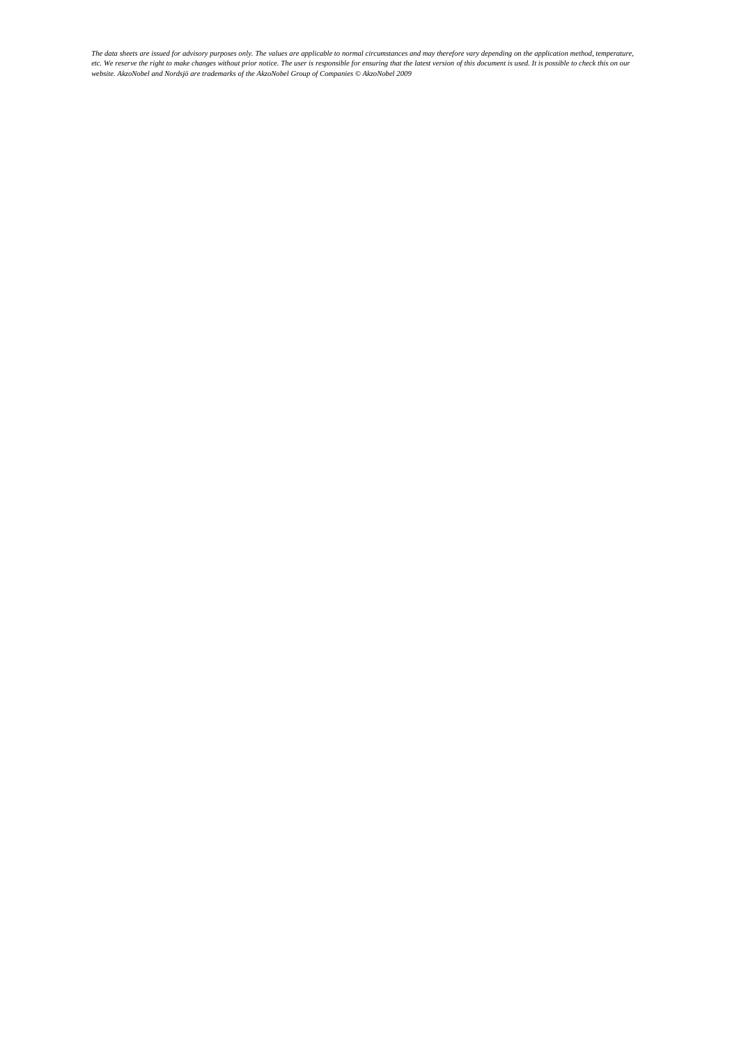*The data sheets are issued for advisory purposes only. The values are applicable to normal circumstances and may therefore vary depending on the application method, temperature, etc. We reserve the right to make changes without prior notice. The user is responsible for ensuring that the latest version of this document is used. It is possible to check this on our website. AkzoNobel and Nordsjö are trademarks of the AkzoNobel Group of Companies © AkzoNobel 2009*